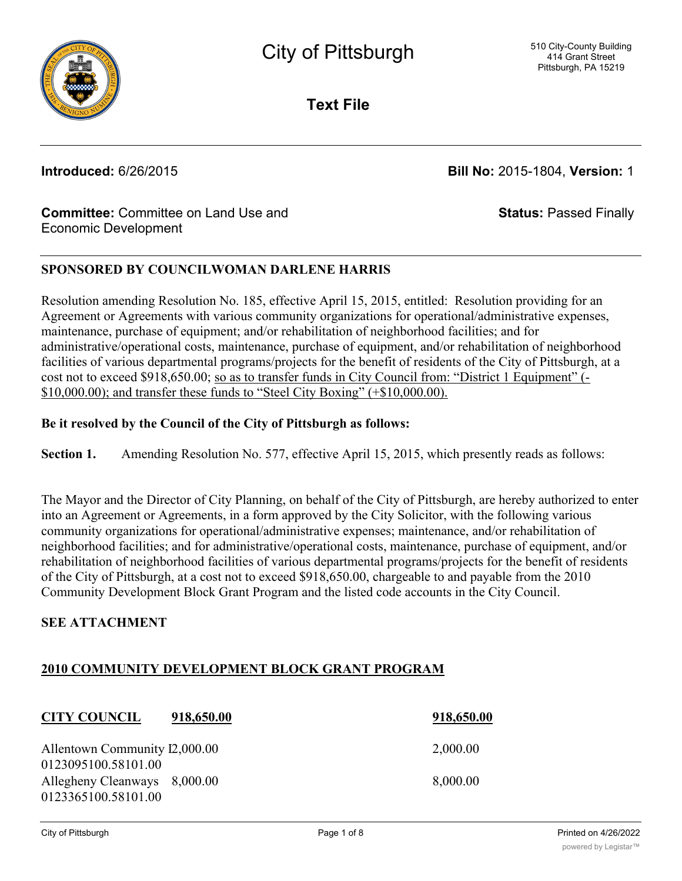# City of Pittsburgh

510 City-County Building
414 Grant Street
Pittsburgh, PA 15219

**Text File**

**Introduced:** 6/26/2015 **Bill No:** 2015-1804, **Version:** 1

**Committee:** Committee on Land Use and Economic Development **Status:** Passed Finally

**SPONSORED BY COUNCILWOMAN DARLENE HARRIS**

Resolution amending Resolution No. 185, effective April 15, 2015, entitled: Resolution providing for an Agreement or Agreements with various community organizations for operational/administrative expenses, maintenance, purchase of equipment; and/or rehabilitation of neighborhood facilities; and for administrative/operational costs, maintenance, purchase of equipment, and/or rehabilitation of neighborhood facilities of various departmental programs/projects for the benefit of residents of the City of Pittsburgh, at a cost not to exceed $918,650.00; <u>so as to transfer funds in City Council from: "District 1 Equipment" (-$10,000.00); and transfer these funds to "Steel City Boxing" (+$10,000.00).</u>

**Be it resolved by the Council of the City of Pittsburgh as follows:**

**Section 1.** Amending Resolution No. 577, effective April 15, 2015, which presently reads as follows:

The Mayor and the Director of City Planning, on behalf of the City of Pittsburgh, are hereby authorized to enter into an Agreement or Agreements, in a form approved by the City Solicitor, with the following various community organizations for operational/administrative expenses; maintenance, and/or rehabilitation of neighborhood facilities; and for administrative/operational costs, maintenance, purchase of equipment, and/or rehabilitation of neighborhood facilities of various departmental programs/projects for the benefit of residents of the City of Pittsburgh, at a cost not to exceed $918,650.00, chargeable to and payable from the 2010 Community Development Block Grant Program and the listed code accounts in the City Council.

**SEE ATTACHMENT**

**<u>2010 COMMUNITY DEVELOPMENT BLOCK GRANT PROGRAM</u>**

| **<u>CITY COUNCIL</u>** | **<u>918,650.00</u>** | **<u>918,650.00</u>** |
|---|---|---|
| Allentown Community I 0123095100.58101.00 | 2,000.00 | 2,000.00 |
| Allegheny Cleanways 0123365100.58101.00 | 8,000.00 | 8,000.00 |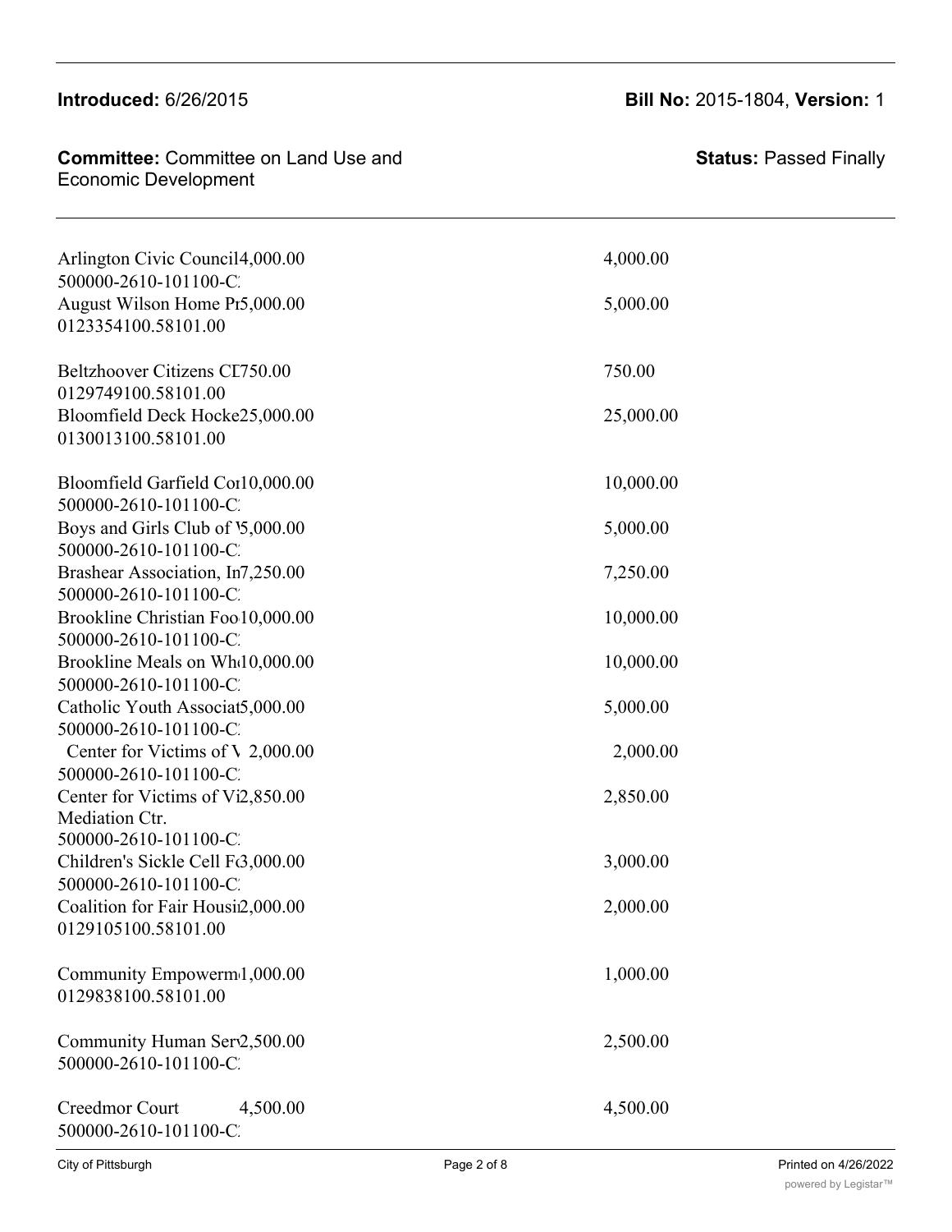**Introduced:** 6/26/2015

**Bill No:** 2015-1804, **Version:** 1

**Committee:** Committee on Land Use and Economic Development

**Status:** Passed Finally

| | | |
|---|---|---|
| Arlington Civic Council 500000-2610-101100-C | 4,000.00 | 4,000.00 |
| August Wilson Home Pr 0123354100.58101.00 | 5,000.00 | 5,000.00 |
| Beltzhoover Citizens CI 0129749100.58101.00 | 750.00 | 750.00 |
| Bloomfield Deck Hocke 0130013100.58101.00 | 25,000.00 | 25,000.00 |
| Bloomfield Garfield Cor 500000-2610-101100-C | 10,000.00 | 10,000.00 |
| Boys and Girls Club of \ 500000-2610-101100-C | 5,000.00 | 5,000.00 |
| Brashear Association, In 500000-2610-101100-C | 7,250.00 | 7,250.00 |
| Brookline Christian Foo 500000-2610-101100-C | 10,000.00 | 10,000.00 |
| Brookline Meals on Wh 500000-2610-101100-C | 10,000.00 | 10,000.00 |
| Catholic Youth Associat 500000-2610-101100-C | 5,000.00 | 5,000.00 |
| Center for Victims of \ 500000-2610-101100-C | 2,000.00 | 2,000.00 |
| Center for Victims of Vi Mediation Ctr. 500000-2610-101100-C | 2,850.00 | 2,850.00 |
| Children's Sickle Cell F 500000-2610-101100-C | 3,000.00 | 3,000.00 |
| Coalition for Fair Housi 0129105100.58101.00 | 2,000.00 | 2,000.00 |
| Community Empowerm 0129838100.58101.00 | 1,000.00 | 1,000.00 |
| Community Human Ser 500000-2610-101100-C | 2,500.00 | 2,500.00 |
| Creedmor Court 500000-2610-101100-C | 4,500.00 | 4,500.00 |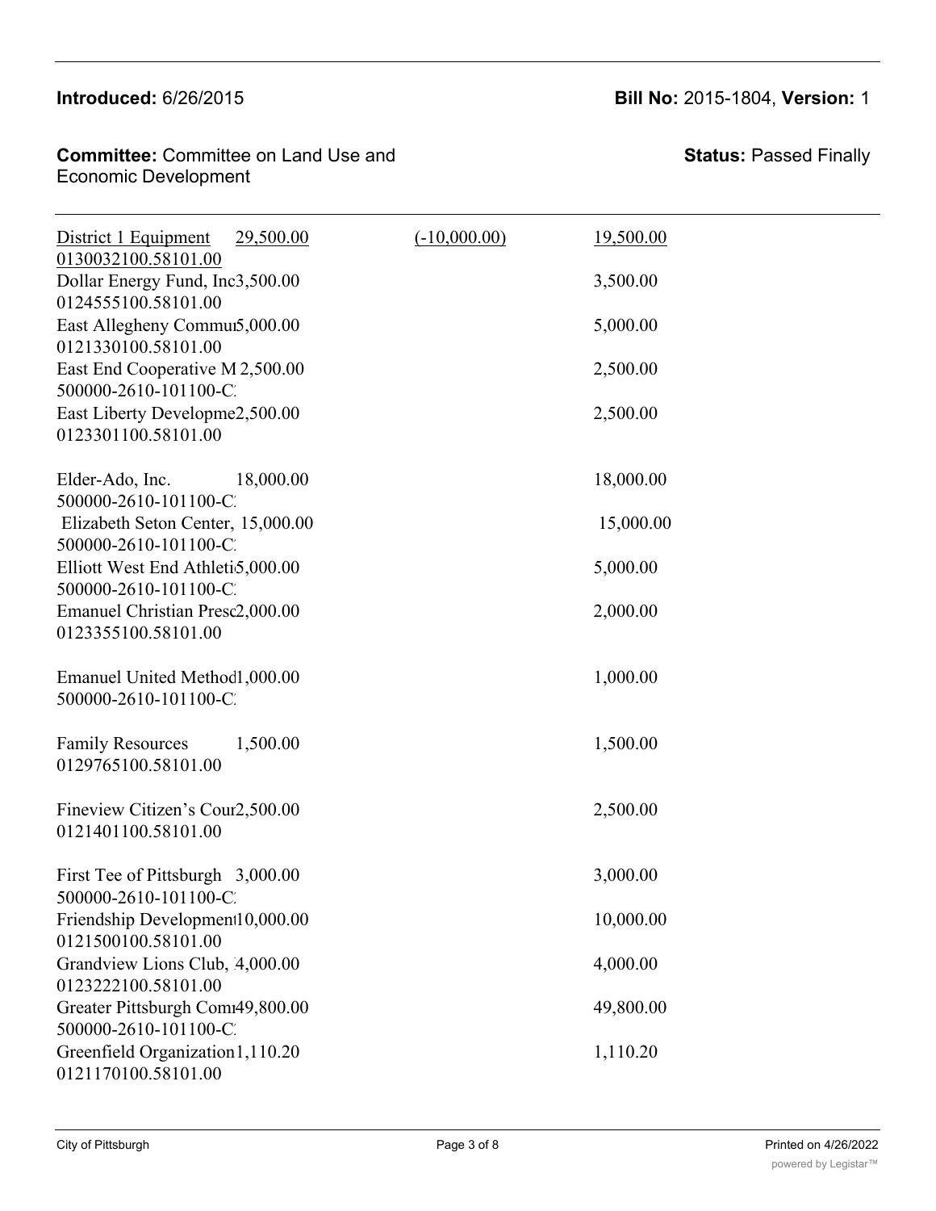**Introduced:** 6/26/2015

**Bill No:** 2015-1804, **Version:** 1

**Committee:** Committee on Land Use and Economic Development

**Status:** Passed Finally

| | | | |
|---|---|---|---|
| District 1 Equipment<br>0130032100.58101.00 | 29,500.00 | (-10,000.00) | 19,500.00 |
| Dollar Energy Fund, Inc<br>0124555100.58101.00 | 3,500.00 | | 3,500.00 |
| East Allegheny Commu<br>0121330100.58101.00 | 5,000.00 | | 5,000.00 |
| East End Cooperative M<br>500000-2610-101100-C | 2,500.00 | | 2,500.00 |
| East Liberty Developme<br>0123301100.58101.00 | 2,500.00 | | 2,500.00 |
| Elder-Ado, Inc.<br>500000-2610-101100-C | 18,000.00 | | 18,000.00 |
| Elizabeth Seton Center,<br>500000-2610-101100-C | 15,000.00 | | 15,000.00 |
| Elliott West End Athleti<br>500000-2610-101100-C | 5,000.00 | | 5,000.00 |
| Emanuel Christian Presc<br>0123355100.58101.00 | 2,000.00 | | 2,000.00 |
| Emanuel United Method<br>500000-2610-101100-C | 1,000.00 | | 1,000.00 |
| Family Resources<br>0129765100.58101.00 | 1,500.00 | | 1,500.00 |
| Fineview Citizen's Cour<br>0121401100.58101.00 | 2,500.00 | | 2,500.00 |
| First Tee of Pittsburgh<br>500000-2610-101100-C | 3,000.00 | | 3,000.00 |
| Friendship Developmen<br>0121500100.58101.00 | 10,000.00 | | 10,000.00 |
| Grandview Lions Club,<br>0123222100.58101.00 | 4,000.00 | | 4,000.00 |
| Greater Pittsburgh Com<br>500000-2610-101100-C | 49,800.00 | | 49,800.00 |
| Greenfield Organization<br>0121170100.58101.00 | 1,110.20 | | 1,110.20 |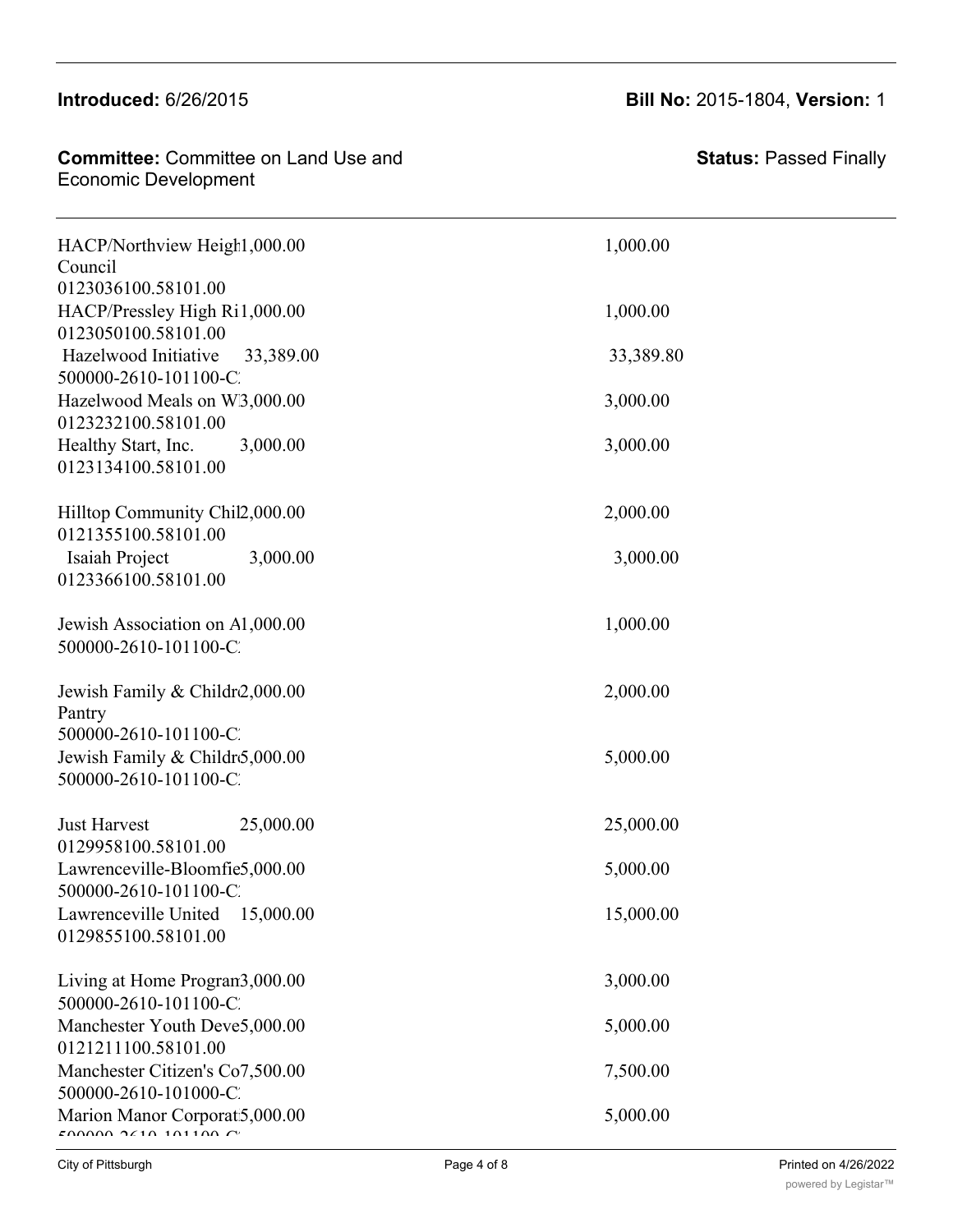**Introduced:** 6/26/2015

**Bill No:** 2015-1804, **Version:** 1

**Committee:** Committee on Land Use and Economic Development

**Status:** Passed Finally

| | | |
|---|---|---|
| HACP/Northview Heigl Council 0123036100.58101.00 | 1,000.00 | 1,000.00 |
| HACP/Pressley High Ri 0123050100.58101.00 | 1,000.00 | 1,000.00 |
| Hazelwood Initiative 500000-2610-101100-C | 33,389.00 | 33,389.80 |
| Hazelwood Meals on W 0123232100.58101.00 | 3,000.00 | 3,000.00 |
| Healthy Start, Inc. 0123134100.58101.00 | 3,000.00 | 3,000.00 |
| Hilltop Community Chil 0121355100.58101.00 | 2,000.00 | 2,000.00 |
| Isaiah Project 0123366100.58101.00 | 3,000.00 | 3,000.00 |
| Jewish Association on A 500000-2610-101100-C | 1,000.00 | 1,000.00 |
| Jewish Family & Childr Pantry 500000-2610-101100-C | 2,000.00 | 2,000.00 |
| Jewish Family & Childr 500000-2610-101100-C | 5,000.00 | 5,000.00 |
| Just Harvest 0129958100.58101.00 | 25,000.00 | 25,000.00 |
| Lawrenceville-Bloomfie 500000-2610-101100-C | 5,000.00 | 5,000.00 |
| Lawrenceville United 0129855100.58101.00 | 15,000.00 | 15,000.00 |
| Living at Home Progran 500000-2610-101100-C | 3,000.00 | 3,000.00 |
| Manchester Youth Deve 0121211100.58101.00 | 5,000.00 | 5,000.00 |
| Manchester Citizen's Co 500000-2610-101000-C | 7,500.00 | 7,500.00 |
| Marion Manor Corporat 500000-2610-101100-C | 5,000.00 | 5,000.00 |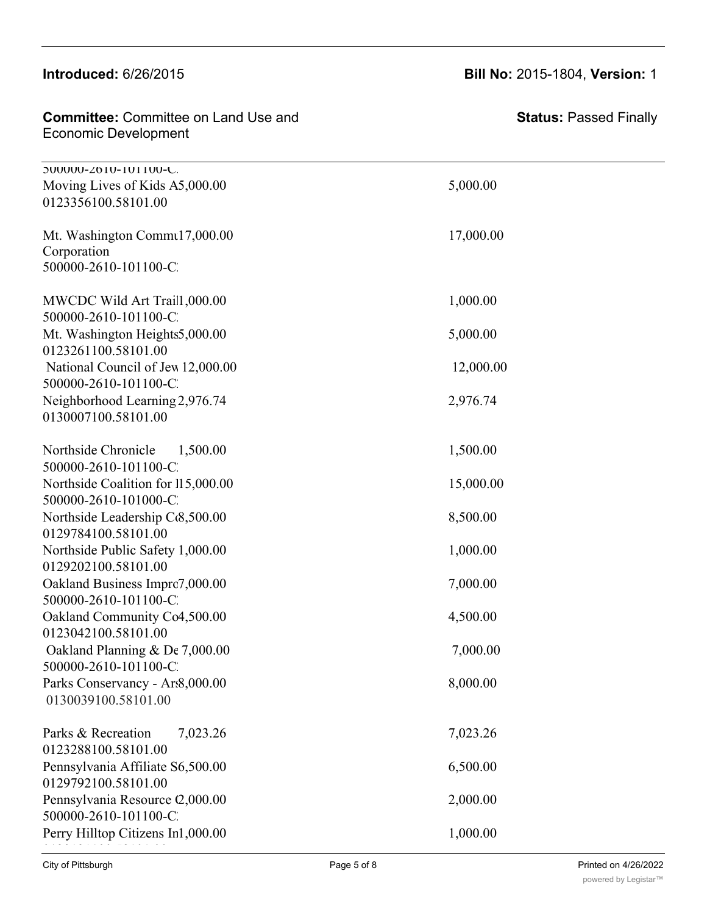500000-2610-101100-C

| | |
|---|---|
| Moving Lives of Kids A5,000.00<br>0123356100.58101.00 | 5,000.00 |
| Mt. Washington Commu17,000.00<br>Corporation<br>500000-2610-101100-C | 17,000.00 |
| MWCDC Wild Art Trail1,000.00<br>500000-2610-101100-C | 1,000.00 |
| Mt. Washington Heights5,000.00<br>0123261100.58101.00 | 5,000.00 |
| National Council of Jew 12,000.00<br>500000-2610-101100-C | 12,000.00 |
| Neighborhood Learning 2,976.74<br>0130007100.58101.00 | 2,976.74 |
| Northside Chronicle 1,500.00<br>500000-2610-101100-C | 1,500.00 |
| Northside Coalition for l15,000.00<br>500000-2610-101000-C | 15,000.00 |
| Northside Leadership C8,500.00<br>0129784100.58101.00 | 8,500.00 |
| Northside Public Safety 1,000.00<br>0129202100.58101.00 | 1,000.00 |
| Oakland Business Impro7,000.00<br>500000-2610-101100-C | 7,000.00 |
| Oakland Community Co4,500.00<br>0123042100.58101.00 | 4,500.00 |
| Oakland Planning & De 7,000.00<br>500000-2610-101100-C | 7,000.00 |
| Parks Conservancy - Ars8,000.00<br>0130039100.58101.00 | 8,000.00 |
| Parks & Recreation 7,023.26<br>0123288100.58101.00 | 7,023.26 |
| Pennsylvania Affiliate S6,500.00<br>0129792100.58101.00 | 6,500.00 |
| Pennsylvania Resource C2,000.00<br>500000-2610-101100-C | 2,000.00 |
| Perry Hilltop Citizens In1,000.00 | 1,000.00 |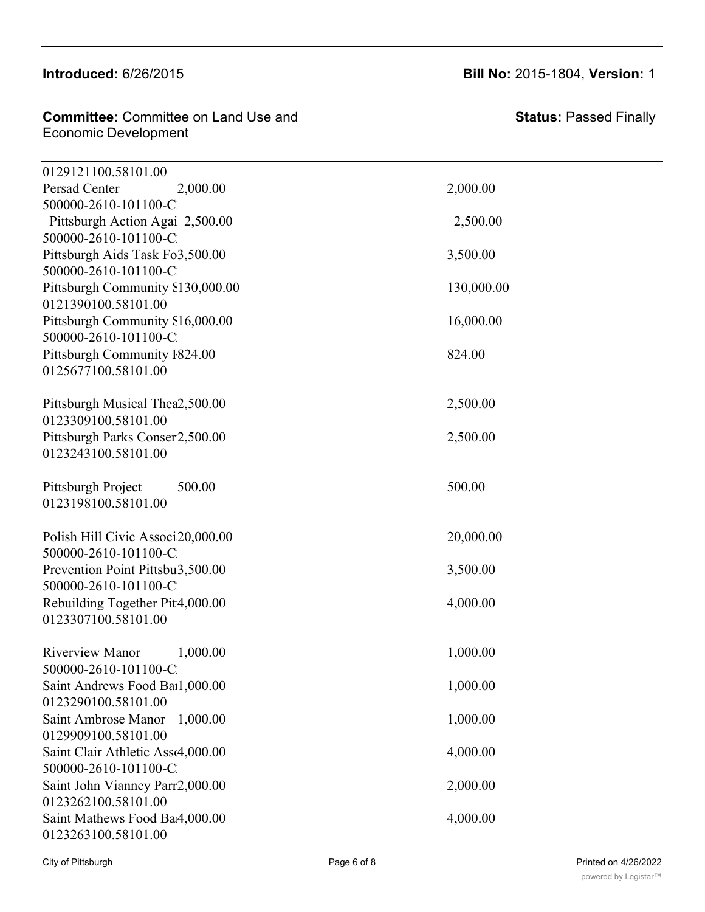**Introduced:** 6/26/2015

**Bill No:** 2015-1804, **Version:** 1

**Committee:** Committee on Land Use and Economic Development

**Status:** Passed Finally

0129121100.58101.00

| | | |
|---|---|---|
| Persad Center<br>500000-2610-101100-C: | 2,000.00 | 2,000.00 |
| Pittsburgh Action Agai<br>500000-2610-101100-C: | 2,500.00 | 2,500.00 |
| Pittsburgh Aids Task Fo<br>500000-2610-101100-C: | 3,500.00 | 3,500.00 |
| Pittsburgh Community S<br>0121390100.58101.00 | 130,000.00 | 130,000.00 |
| Pittsburgh Community S<br>500000-2610-101100-C: | 16,000.00 | 16,000.00 |
| Pittsburgh Community F<br>0125677100.58101.00 | 824.00 | 824.00 |
| Pittsburgh Musical Thea<br>0123309100.58101.00 | 2,500.00 | 2,500.00 |
| Pittsburgh Parks Conser<br>0123243100.58101.00 | 2,500.00 | 2,500.00 |
| Pittsburgh Project<br>0123198100.58101.00 | 500.00 | 500.00 |
| Polish Hill Civic Associ<br>500000-2610-101100-C: | 20,000.00 | 20,000.00 |
| Prevention Point Pittsbu<br>500000-2610-101100-C: | 3,500.00 | 3,500.00 |
| Rebuilding Together Pit<br>0123307100.58101.00 | 4,000.00 | 4,000.00 |
| Riverview Manor<br>500000-2610-101100-C: | 1,000.00 | 1,000.00 |
| Saint Andrews Food Ba<br>0123290100.58101.00 | 1,000.00 | 1,000.00 |
| Saint Ambrose Manor<br>0129909100.58101.00 | 1,000.00 | 1,000.00 |
| Saint Clair Athletic Ass<br>500000-2610-101100-C: | 4,000.00 | 4,000.00 |
| Saint John Vianney Parr<br>0123262100.58101.00 | 2,000.00 | 2,000.00 |
| Saint Mathews Food Ba<br>0123263100.58101.00 | 4,000.00 | 4,000.00 |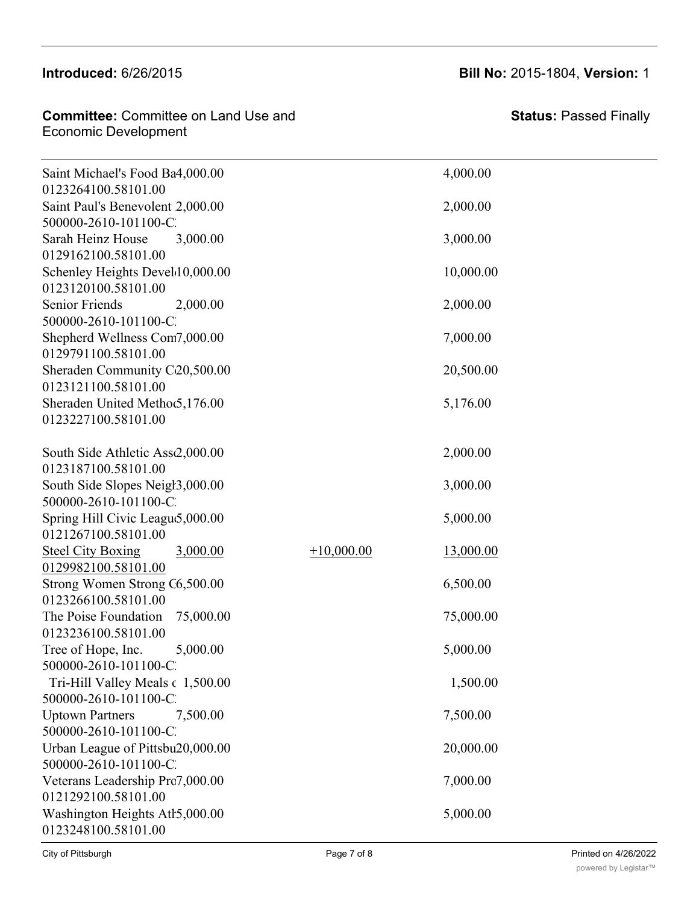**Introduced:** 6/26/2015

**Bill No:** 2015-1804, **Version:** 1

**Committee:** Committee on Land Use and Economic Development

**Status:** Passed Finally

| | | | |
|---|---|---|---|
| Saint Michael's Food Ba 0123264100.58101.00 | 4,000.00 | | 4,000.00 |
| Saint Paul's Benevolent 500000-2610-101100-C | 2,000.00 | | 2,000.00 |
| Sarah Heinz House 0129162100.58101.00 | 3,000.00 | | 3,000.00 |
| Schenley Heights Devel 0123120100.58101.00 | 10,000.00 | | 10,000.00 |
| Senior Friends 500000-2610-101100-C | 2,000.00 | | 2,000.00 |
| Shepherd Wellness Com 0129791100.58101.00 | 7,000.00 | | 7,000.00 |
| Sheraden Community C 0123121100.58101.00 | 20,500.00 | | 20,500.00 |
| Sheraden United Metho 0123227100.58101.00 | 5,176.00 | | 5,176.00 |
| South Side Athletic Ass 0123187100.58101.00 | 2,000.00 | | 2,000.00 |
| South Side Slopes Neigl 500000-2610-101100-C | 3,000.00 | | 3,000.00 |
| Spring Hill Civic Leagu 0121267100.58101.00 | 5,000.00 | | 5,000.00 |
| <u>Steel City Boxing 0129982100.58101.00</u> | <u>3,000.00</u> | <u>+10,000.00</u> | <u>13,000.00</u> |
| Strong Women Strong C 0123266100.58101.00 | 6,500.00 | | 6,500.00 |
| The Poise Foundation 0123236100.58101.00 | 75,000.00 | | 75,000.00 |
| Tree of Hope, Inc. 500000-2610-101100-C | 5,000.00 | | 5,000.00 |
| Tri-Hill Valley Meals c 500000-2610-101100-C | 1,500.00 | | 1,500.00 |
| Uptown Partners 500000-2610-101100-C | 7,500.00 | | 7,500.00 |
| Urban League of Pittsbu 500000-2610-101100-C | 20,000.00 | | 20,000.00 |
| Veterans Leadership Pro 0121292100.58101.00 | 7,000.00 | | 7,000.00 |
| Washington Heights Atl 0123248100.58101.00 | 5,000.00 | | 5,000.00 |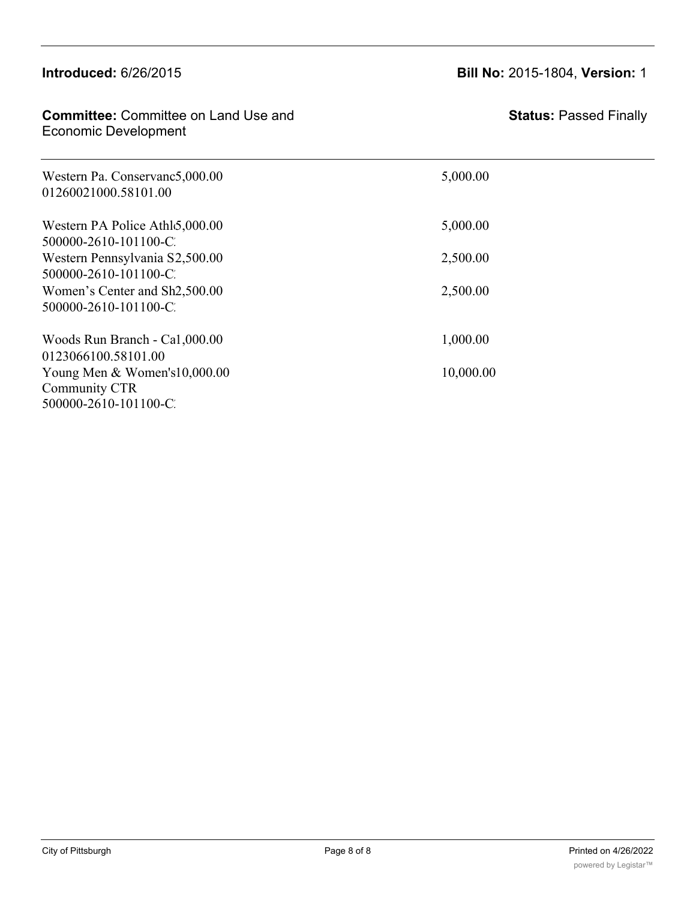| | |
|---|---|
| Western Pa. Conservanc5,000.00<br>01260021000.58101.00 | 5,000.00 |
| Western PA Police Athl5,000.00<br>500000-2610-101100-C | 5,000.00 |
| Western Pennsylvania S2,500.00<br>500000-2610-101100-C | 2,500.00 |
| Women's Center and Sh2,500.00<br>500000-2610-101100-C | 2,500.00 |
| Woods Run Branch - Ca1,000.00<br>0123066100.58101.00 | 1,000.00 |
| Young Men & Women's10,000.00<br>Community CTR<br>500000-2610-101100-C | 10,000.00 |